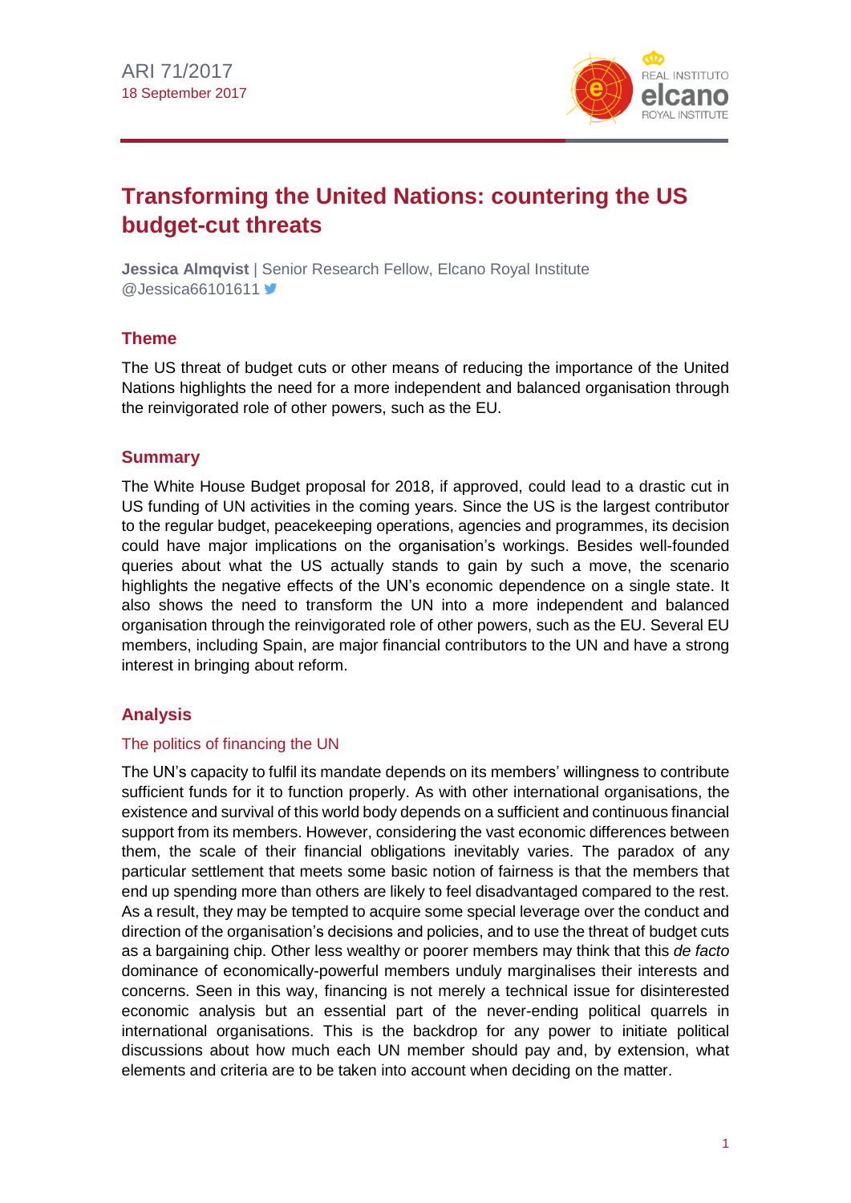ARI 71/2017
18 September 2017

# Transforming the United Nations: countering the US budget-cut threats

**Jessica Almqvist** | Senior Research Fellow, Elcano Royal Institute
@Jessica66101611

## Theme

The US threat of budget cuts or other means of reducing the importance of the United Nations highlights the need for a more independent and balanced organisation through the reinvigorated role of other powers, such as the EU.

## Summary

The White House Budget proposal for 2018, if approved, could lead to a drastic cut in US funding of UN activities in the coming years. Since the US is the largest contributor to the regular budget, peacekeeping operations, agencies and programmes, its decision could have major implications on the organisation's workings. Besides well-founded queries about what the US actually stands to gain by such a move, the scenario highlights the negative effects of the UN's economic dependence on a single state. It also shows the need to transform the UN into a more independent and balanced organisation through the reinvigorated role of other powers, such as the EU. Several EU members, including Spain, are major financial contributors to the UN and have a strong interest in bringing about reform.

## Analysis

### The politics of financing the UN

The UN's capacity to fulfil its mandate depends on its members' willingness to contribute sufficient funds for it to function properly. As with other international organisations, the existence and survival of this world body depends on a sufficient and continuous financial support from its members. However, considering the vast economic differences between them, the scale of their financial obligations inevitably varies. The paradox of any particular settlement that meets some basic notion of fairness is that the members that end up spending more than others are likely to feel disadvantaged compared to the rest. As a result, they may be tempted to acquire some special leverage over the conduct and direction of the organisation's decisions and policies, and to use the threat of budget cuts as a bargaining chip. Other less wealthy or poorer members may think that this *de facto* dominance of economically-powerful members unduly marginalises their interests and concerns. Seen in this way, financing is not merely a technical issue for disinterested economic analysis but an essential part of the never-ending political quarrels in international organisations. This is the backdrop for any power to initiate political discussions about how much each UN member should pay and, by extension, what elements and criteria are to be taken into account when deciding on the matter.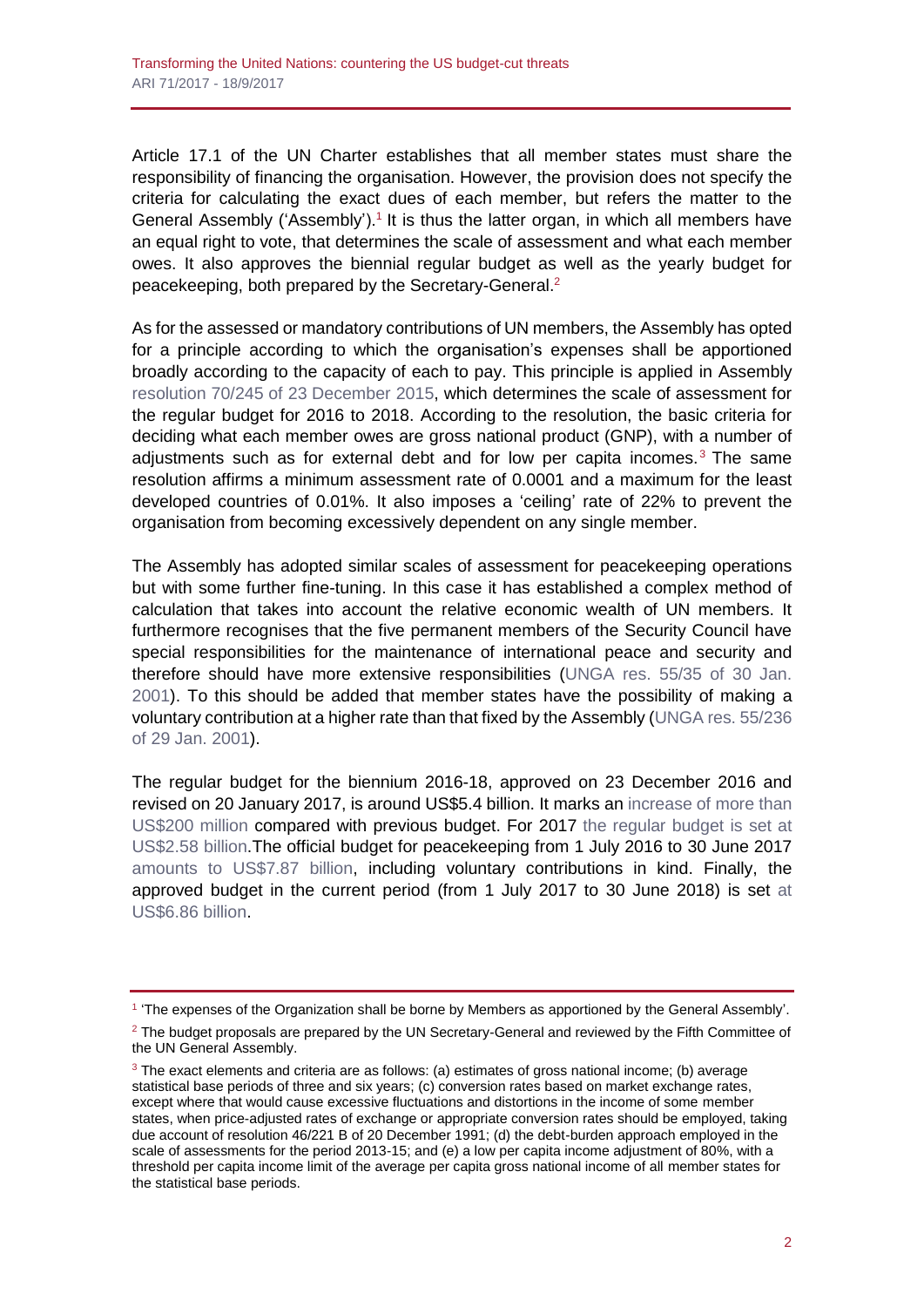Article 17.1 of the UN Charter establishes that all member states must share the responsibility of financing the organisation. However, the provision does not specify the criteria for calculating the exact dues of each member, but refers the matter to the General Assembly ('Assembly').[1] It is thus the latter organ, in which all members have an equal right to vote, that determines the scale of assessment and what each member owes. It also approves the biennial regular budget as well as the yearly budget for peacekeeping, both prepared by the Secretary-General.[2]

As for the assessed or mandatory contributions of UN members, the Assembly has opted for a principle according to which the organisation's expenses shall be apportioned broadly according to the capacity of each to pay. This principle is applied in Assembly resolution 70/245 of 23 December 2015, which determines the scale of assessment for the regular budget for 2016 to 2018. According to the resolution, the basic criteria for deciding what each member owes are gross national product (GNP), with a number of adjustments such as for external debt and for low per capita incomes.[3] The same resolution affirms a minimum assessment rate of 0.0001 and a maximum for the least developed countries of 0.01%. It also imposes a 'ceiling' rate of 22% to prevent the organisation from becoming excessively dependent on any single member.

The Assembly has adopted similar scales of assessment for peacekeeping operations but with some further fine-tuning. In this case it has established a complex method of calculation that takes into account the relative economic wealth of UN members. It furthermore recognises that the five permanent members of the Security Council have special responsibilities for the maintenance of international peace and security and therefore should have more extensive responsibilities (UNGA res. 55/35 of 30 Jan. 2001). To this should be added that member states have the possibility of making a voluntary contribution at a higher rate than that fixed by the Assembly (UNGA res. 55/236 of 29 Jan. 2001).

The regular budget for the biennium 2016-18, approved on 23 December 2016 and revised on 20 January 2017, is around US$5.4 billion. It marks an increase of more than US$200 million compared with previous budget. For 2017 the regular budget is set at US$2.58 billion.The official budget for peacekeeping from 1 July 2016 to 30 June 2017 amounts to US$7.87 billion, including voluntary contributions in kind. Finally, the approved budget in the current period (from 1 July 2017 to 30 June 2018) is set at US$6.86 billion.

---

[1] 'The expenses of the Organization shall be borne by Members as apportioned by the General Assembly'.

[2] The budget proposals are prepared by the UN Secretary-General and reviewed by the Fifth Committee of the UN General Assembly.

[3] The exact elements and criteria are as follows: (a) estimates of gross national income; (b) average statistical base periods of three and six years; (c) conversion rates based on market exchange rates, except where that would cause excessive fluctuations and distortions in the income of some member states, when price-adjusted rates of exchange or appropriate conversion rates should be employed, taking due account of resolution 46/221 B of 20 December 1991; (d) the debt-burden approach employed in the scale of assessments for the period 2013-15; and (e) a low per capita income adjustment of 80%, with a threshold per capita income limit of the average per capita gross national income of all member states for the statistical base periods.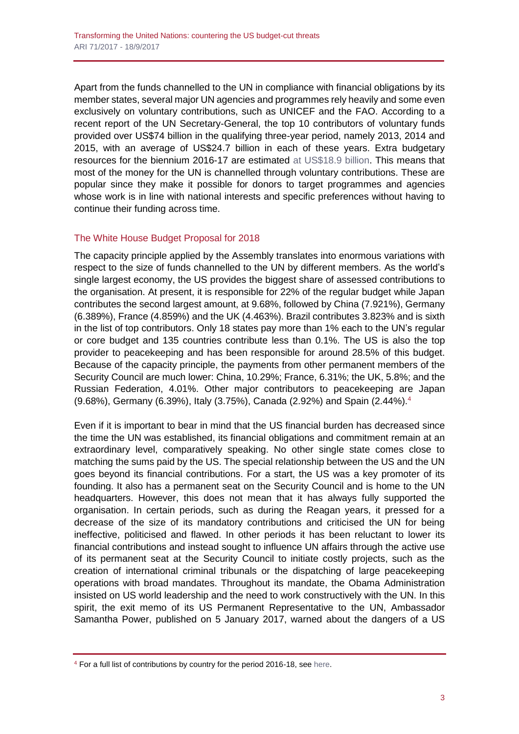Apart from the funds channelled to the UN in compliance with financial obligations by its member states, several major UN agencies and programmes rely heavily and some even exclusively on voluntary contributions, such as UNICEF and the FAO. According to a recent report of the UN Secretary-General, the top 10 contributors of voluntary funds provided over US$74 billion in the qualifying three-year period, namely 2013, 2014 and 2015, with an average of US$24.7 billion in each of these years. Extra budgetary resources for the biennium 2016-17 are estimated at US$18.9 billion. This means that most of the money for the UN is channelled through voluntary contributions. These are popular since they make it possible for donors to target programmes and agencies whose work is in line with national interests and specific preferences without having to continue their funding across time.

## The White House Budget Proposal for 2018

The capacity principle applied by the Assembly translates into enormous variations with respect to the size of funds channelled to the UN by different members. As the world's single largest economy, the US provides the biggest share of assessed contributions to the organisation. At present, it is responsible for 22% of the regular budget while Japan contributes the second largest amount, at 9.68%, followed by China (7.921%), Germany (6.389%), France (4.859%) and the UK (4.463%). Brazil contributes 3.823% and is sixth in the list of top contributors. Only 18 states pay more than 1% each to the UN's regular or core budget and 135 countries contribute less than 0.1%. The US is also the top provider to peacekeeping and has been responsible for around 28.5% of this budget. Because of the capacity principle, the payments from other permanent members of the Security Council are much lower: China, 10.29%; France, 6.31%; the UK, 5.8%; and the Russian Federation, 4.01%. Other major contributors to peacekeeping are Japan (9.68%), Germany (6.39%), Italy (3.75%), Canada (2.92%) and Spain (2.44%).[4]

Even if it is important to bear in mind that the US financial burden has decreased since the time the UN was established, its financial obligations and commitment remain at an extraordinary level, comparatively speaking. No other single state comes close to matching the sums paid by the US. The special relationship between the US and the UN goes beyond its financial contributions. For a start, the US was a key promoter of its founding. It also has a permanent seat on the Security Council and is home to the UN headquarters. However, this does not mean that it has always fully supported the organisation. In certain periods, such as during the Reagan years, it pressed for a decrease of the size of its mandatory contributions and criticised the UN for being ineffective, politicised and flawed. In other periods it has been reluctant to lower its financial contributions and instead sought to influence UN affairs through the active use of its permanent seat at the Security Council to initiate costly projects, such as the creation of international criminal tribunals or the dispatching of large peacekeeping operations with broad mandates. Throughout its mandate, the Obama Administration insisted on US world leadership and the need to work constructively with the UN. In this spirit, the exit memo of its US Permanent Representative to the UN, Ambassador Samantha Power, published on 5 January 2017, warned about the dangers of a US

[4] For a full list of contributions by country for the period 2016-18, see here.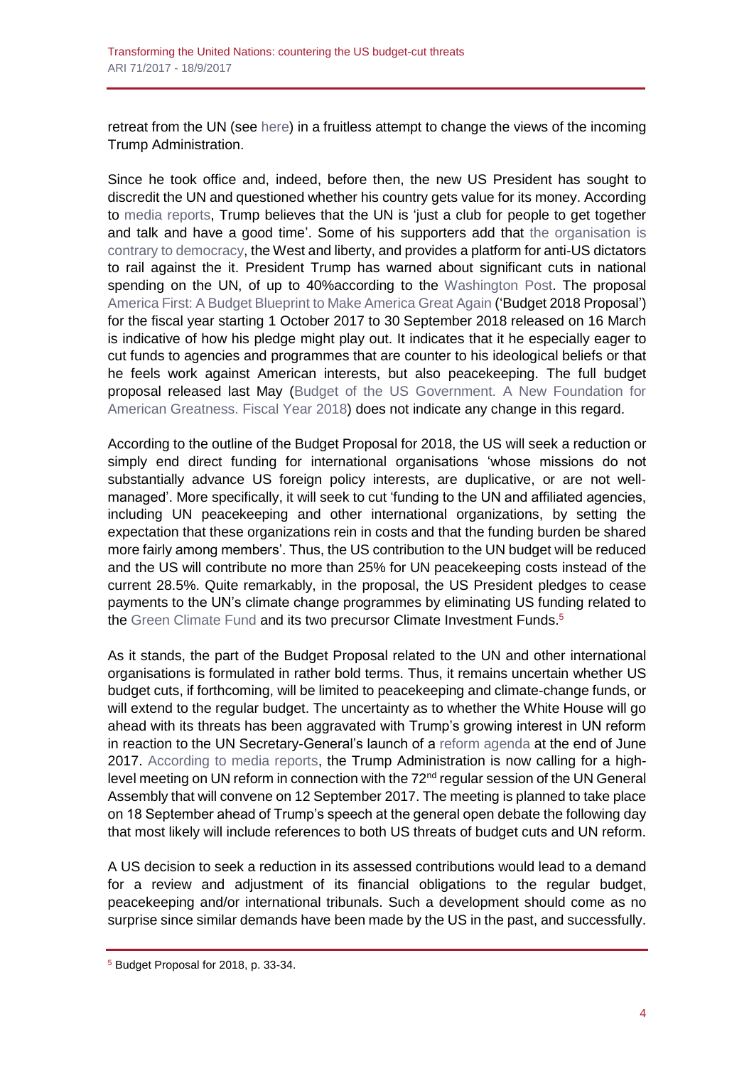retreat from the UN (see here) in a fruitless attempt to change the views of the incoming Trump Administration.

Since he took office and, indeed, before then, the new US President has sought to discredit the UN and questioned whether his country gets value for its money. According to media reports, Trump believes that the UN is 'just a club for people to get together and talk and have a good time'. Some of his supporters add that the organisation is contrary to democracy, the West and liberty, and provides a platform for anti-US dictators to rail against the it. President Trump has warned about significant cuts in national spending on the UN, of up to 40%according to the Washington Post. The proposal America First: A Budget Blueprint to Make America Great Again ('Budget 2018 Proposal') for the fiscal year starting 1 October 2017 to 30 September 2018 released on 16 March is indicative of how his pledge might play out. It indicates that it he especially eager to cut funds to agencies and programmes that are counter to his ideological beliefs or that he feels work against American interests, but also peacekeeping. The full budget proposal released last May (Budget of the US Government. A New Foundation for American Greatness. Fiscal Year 2018) does not indicate any change in this regard.

According to the outline of the Budget Proposal for 2018, the US will seek a reduction or simply end direct funding for international organisations 'whose missions do not substantially advance US foreign policy interests, are duplicative, or are not well-managed'. More specifically, it will seek to cut 'funding to the UN and affiliated agencies, including UN peacekeeping and other international organizations, by setting the expectation that these organizations rein in costs and that the funding burden be shared more fairly among members'. Thus, the US contribution to the UN budget will be reduced and the US will contribute no more than 25% for UN peacekeeping costs instead of the current 28.5%. Quite remarkably, in the proposal, the US President pledges to cease payments to the UN's climate change programmes by eliminating US funding related to the Green Climate Fund and its two precursor Climate Investment Funds.[5]

As it stands, the part of the Budget Proposal related to the UN and other international organisations is formulated in rather bold terms. Thus, it remains uncertain whether US budget cuts, if forthcoming, will be limited to peacekeeping and climate-change funds, or will extend to the regular budget. The uncertainty as to whether the White House will go ahead with its threats has been aggravated with Trump's growing interest in UN reform in reaction to the UN Secretary-General's launch of a reform agenda at the end of June 2017. According to media reports, the Trump Administration is now calling for a high-level meeting on UN reform in connection with the 72nd regular session of the UN General Assembly that will convene on 12 September 2017. The meeting is planned to take place on 18 September ahead of Trump's speech at the general open debate the following day that most likely will include references to both US threats of budget cuts and UN reform.

A US decision to seek a reduction in its assessed contributions would lead to a demand for a review and adjustment of its financial obligations to the regular budget, peacekeeping and/or international tribunals. Such a development should come as no surprise since similar demands have been made by the US in the past, and successfully.

[5] Budget Proposal for 2018, p. 33-34.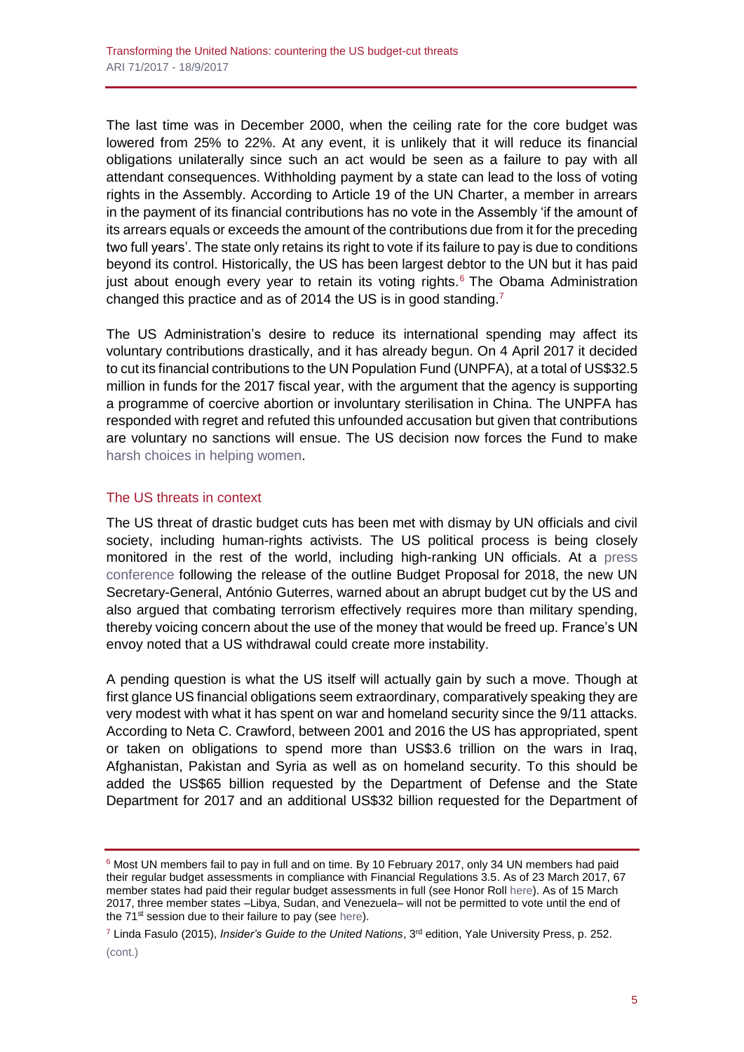The last time was in December 2000, when the ceiling rate for the core budget was lowered from 25% to 22%. At any event, it is unlikely that it will reduce its financial obligations unilaterally since such an act would be seen as a failure to pay with all attendant consequences. Withholding payment by a state can lead to the loss of voting rights in the Assembly. According to Article 19 of the UN Charter, a member in arrears in the payment of its financial contributions has no vote in the Assembly 'if the amount of its arrears equals or exceeds the amount of the contributions due from it for the preceding two full years'. The state only retains its right to vote if its failure to pay is due to conditions beyond its control. Historically, the US has been largest debtor to the UN but it has paid just about enough every year to retain its voting rights.[6] The Obama Administration changed this practice and as of 2014 the US is in good standing.[7]

The US Administration's desire to reduce its international spending may affect its voluntary contributions drastically, and it has already begun. On 4 April 2017 it decided to cut its financial contributions to the UN Population Fund (UNPFA), at a total of US$32.5 million in funds for the 2017 fiscal year, with the argument that the agency is supporting a programme of coercive abortion or involuntary sterilisation in China. The UNPFA has responded with regret and refuted this unfounded accusation but given that contributions are voluntary no sanctions will ensue. The US decision now forces the Fund to make harsh choices in helping women.

## The US threats in context

The US threat of drastic budget cuts has been met with dismay by UN officials and civil society, including human-rights activists. The US political process is being closely monitored in the rest of the world, including high-ranking UN officials. At a press conference following the release of the outline Budget Proposal for 2018, the new UN Secretary-General, António Guterres, warned about an abrupt budget cut by the US and also argued that combating terrorism effectively requires more than military spending, thereby voicing concern about the use of the money that would be freed up. France's UN envoy noted that a US withdrawal could create more instability.

A pending question is what the US itself will actually gain by such a move. Though at first glance US financial obligations seem extraordinary, comparatively speaking they are very modest with what it has spent on war and homeland security since the 9/11 attacks. According to Neta C. Crawford, between 2001 and 2016 the US has appropriated, spent or taken on obligations to spend more than US$3.6 trillion on the wars in Iraq, Afghanistan, Pakistan and Syria as well as on homeland security. To this should be added the US$65 billion requested by the Department of Defense and the State Department for 2017 and an additional US$32 billion requested for the Department of

---

[6] Most UN members fail to pay in full and on time. By 10 February 2017, only 34 UN members had paid their regular budget assessments in compliance with Financial Regulations 3.5. As of 23 March 2017, 67 member states had paid their regular budget assessments in full (see Honor Roll here). As of 15 March 2017, three member states –Libya, Sudan, and Venezuela– will not be permitted to vote until the end of the 71st session due to their failure to pay (see here).

[7] Linda Fasulo (2015), *Insider's Guide to the United Nations*, 3rd edition, Yale University Press, p. 252.

(cont.)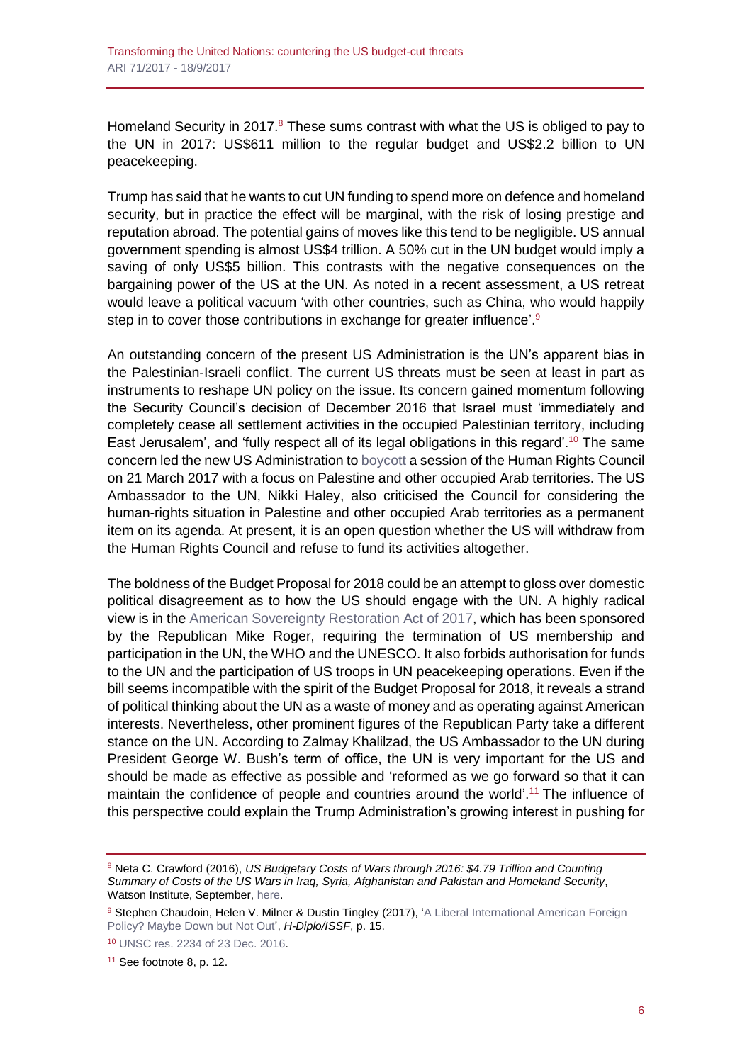Homeland Security in 2017.[8] These sums contrast with what the US is obliged to pay to the UN in 2017: US$611 million to the regular budget and US$2.2 billion to UN peacekeeping.

Trump has said that he wants to cut UN funding to spend more on defence and homeland security, but in practice the effect will be marginal, with the risk of losing prestige and reputation abroad. The potential gains of moves like this tend to be negligible. US annual government spending is almost US$4 trillion. A 50% cut in the UN budget would imply a saving of only US$5 billion. This contrasts with the negative consequences on the bargaining power of the US at the UN. As noted in a recent assessment, a US retreat would leave a political vacuum 'with other countries, such as China, who would happily step in to cover those contributions in exchange for greater influence'.[9]

An outstanding concern of the present US Administration is the UN's apparent bias in the Palestinian-Israeli conflict. The current US threats must be seen at least in part as instruments to reshape UN policy on the issue. Its concern gained momentum following the Security Council's decision of December 2016 that Israel must 'immediately and completely cease all settlement activities in the occupied Palestinian territory, including East Jerusalem', and 'fully respect all of its legal obligations in this regard'.[10] The same concern led the new US Administration to boycott a session of the Human Rights Council on 21 March 2017 with a focus on Palestine and other occupied Arab territories. The US Ambassador to the UN, Nikki Haley, also criticised the Council for considering the human-rights situation in Palestine and other occupied Arab territories as a permanent item on its agenda. At present, it is an open question whether the US will withdraw from the Human Rights Council and refuse to fund its activities altogether.

The boldness of the Budget Proposal for 2018 could be an attempt to gloss over domestic political disagreement as to how the US should engage with the UN. A highly radical view is in the American Sovereignty Restoration Act of 2017, which has been sponsored by the Republican Mike Roger, requiring the termination of US membership and participation in the UN, the WHO and the UNESCO. It also forbids authorisation for funds to the UN and the participation of US troops in UN peacekeeping operations. Even if the bill seems incompatible with the spirit of the Budget Proposal for 2018, it reveals a strand of political thinking about the UN as a waste of money and as operating against American interests. Nevertheless, other prominent figures of the Republican Party take a different stance on the UN. According to Zalmay Khalilzad, the US Ambassador to the UN during President George W. Bush's term of office, the UN is very important for the US and should be made as effective as possible and 'reformed as we go forward so that it can maintain the confidence of people and countries around the world'.[11] The influence of this perspective could explain the Trump Administration's growing interest in pushing for

---

[8] Neta C. Crawford (2016), *US Budgetary Costs of Wars through 2016: $4.79 Trillion and Counting Summary of Costs of the US Wars in Iraq, Syria, Afghanistan and Pakistan and Homeland Security*, Watson Institute, September, here.

[9] Stephen Chaudoin, Helen V. Milner & Dustin Tingley (2017), 'A Liberal International American Foreign Policy? Maybe Down but Not Out', *H-Diplo/ISSF*, p. 15.

[10] UNSC res. 2234 of 23 Dec. 2016.

[11] See footnote 8, p. 12.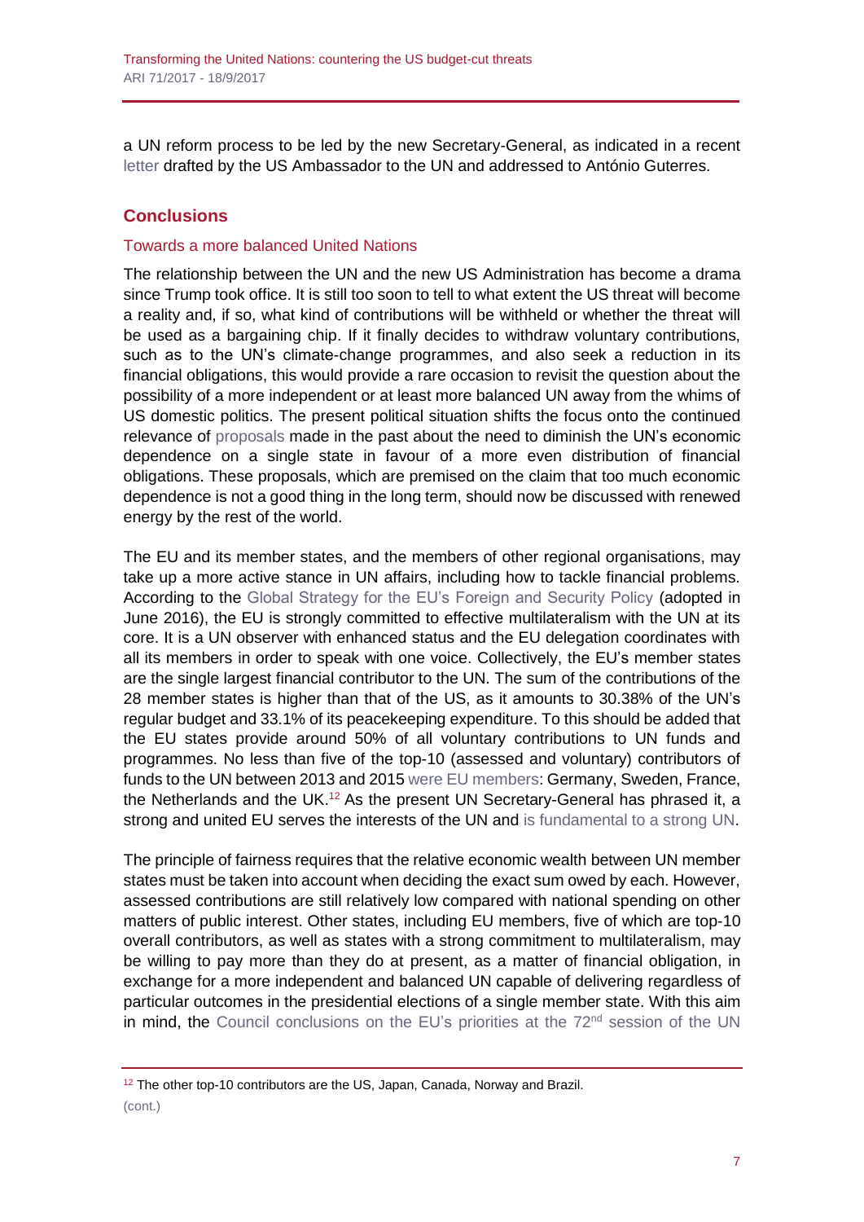a UN reform process to be led by the new Secretary-General, as indicated in a recent letter drafted by the US Ambassador to the UN and addressed to António Guterres.

## Conclusions

### Towards a more balanced United Nations

The relationship between the UN and the new US Administration has become a drama since Trump took office. It is still too soon to tell to what extent the US threat will become a reality and, if so, what kind of contributions will be withheld or whether the threat will be used as a bargaining chip. If it finally decides to withdraw voluntary contributions, such as to the UN's climate-change programmes, and also seek a reduction in its financial obligations, this would provide a rare occasion to revisit the question about the possibility of a more independent or at least more balanced UN away from the whims of US domestic politics. The present political situation shifts the focus onto the continued relevance of proposals made in the past about the need to diminish the UN's economic dependence on a single state in favour of a more even distribution of financial obligations. These proposals, which are premised on the claim that too much economic dependence is not a good thing in the long term, should now be discussed with renewed energy by the rest of the world.

The EU and its member states, and the members of other regional organisations, may take up a more active stance in UN affairs, including how to tackle financial problems. According to the Global Strategy for the EU's Foreign and Security Policy (adopted in June 2016), the EU is strongly committed to effective multilateralism with the UN at its core. It is a UN observer with enhanced status and the EU delegation coordinates with all its members in order to speak with one voice. Collectively, the EU's member states are the single largest financial contributor to the UN. The sum of the contributions of the 28 member states is higher than that of the US, as it amounts to 30.38% of the UN's regular budget and 33.1% of its peacekeeping expenditure. To this should be added that the EU states provide around 50% of all voluntary contributions to UN funds and programmes. No less than five of the top-10 (assessed and voluntary) contributors of funds to the UN between 2013 and 2015 were EU members: Germany, Sweden, France, the Netherlands and the UK.[12] As the present UN Secretary-General has phrased it, a strong and united EU serves the interests of the UN and is fundamental to a strong UN.

The principle of fairness requires that the relative economic wealth between UN member states must be taken into account when deciding the exact sum owed by each. However, assessed contributions are still relatively low compared with national spending on other matters of public interest. Other states, including EU members, five of which are top-10 overall contributors, as well as states with a strong commitment to multilateralism, may be willing to pay more than they do at present, as a matter of financial obligation, in exchange for a more independent and balanced UN capable of delivering regardless of particular outcomes in the presidential elections of a single member state. With this aim in mind, the Council conclusions on the EU's priorities at the 72nd session of the UN

---

[12] The other top-10 contributors are the US, Japan, Canada, Norway and Brazil.

(cont.)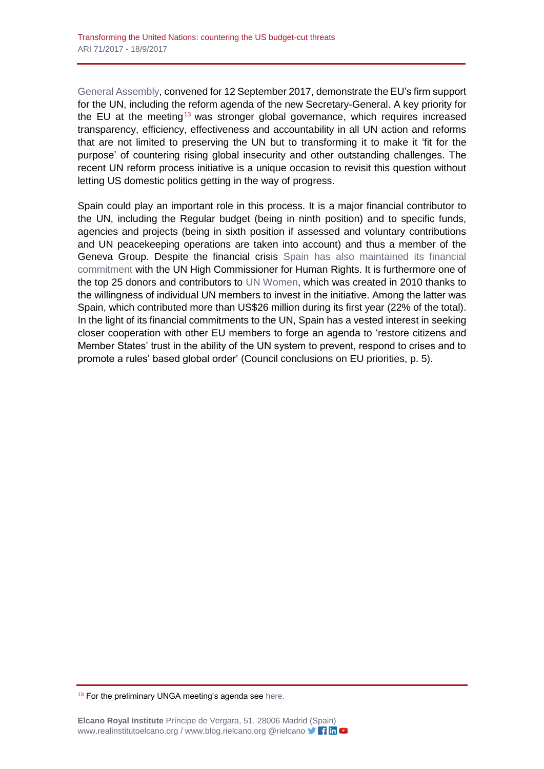General Assembly, convened for 12 September 2017, demonstrate the EU's firm support for the UN, including the reform agenda of the new Secretary-General. A key priority for the EU at the meeting[13] was stronger global governance, which requires increased transparency, efficiency, effectiveness and accountability in all UN action and reforms that are not limited to preserving the UN but to transforming it to make it 'fit for the purpose' of countering rising global insecurity and other outstanding challenges. The recent UN reform process initiative is a unique occasion to revisit this question without letting US domestic politics getting in the way of progress.

Spain could play an important role in this process. It is a major financial contributor to the UN, including the Regular budget (being in ninth position) and to specific funds, agencies and projects (being in sixth position if assessed and voluntary contributions and UN peacekeeping operations are taken into account) and thus a member of the Geneva Group. Despite the financial crisis Spain has also maintained its financial commitment with the UN High Commissioner for Human Rights. It is furthermore one of the top 25 donors and contributors to UN Women, which was created in 2010 thanks to the willingness of individual UN members to invest in the initiative. Among the latter was Spain, which contributed more than US$26 million during its first year (22% of the total). In the light of its financial commitments to the UN, Spain has a vested interest in seeking closer cooperation with other EU members to forge an agenda to 'restore citizens and Member States' trust in the ability of the UN system to prevent, respond to crises and to promote a rules' based global order' (Council conclusions on EU priorities, p. 5).

---

[13] For the preliminary UNGA meeting's agenda see here.